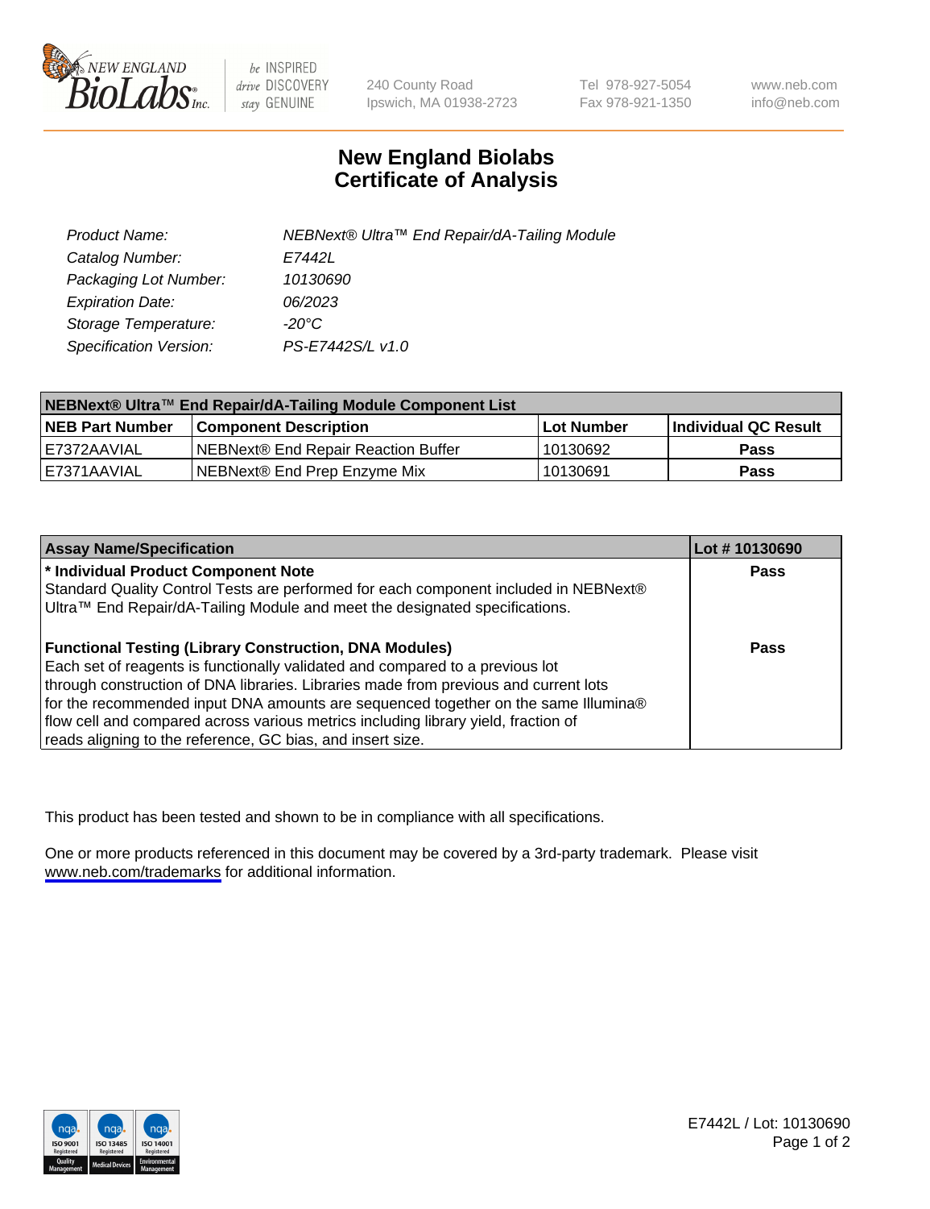# New England Biolabs
# Certificate of Analysis

| | |
|---|---|
| Product Name: | NEBNext® Ultra™ End Repair/dA-Tailing Module |
| Catalog Number: | E7442L |
| Packaging Lot Number: | 10130690 |
| Expiration Date: | 06/2023 |
| Storage Temperature: | -20°C |
| Specification Version: | PS-E7442S/L v1.0 |

| NEBNext® Ultra™ End Repair/dA-Tailing Module Component List | | | |
|---|---|---|---|
| **NEB Part Number** | **Component Description** | **Lot Number** | **Individual QC Result** |
| E7372AAVIAL | NEBNext® End Repair Reaction Buffer | 10130692 | **Pass** |
| E7371AAVIAL | NEBNext® End Prep Enzyme Mix | 10130691 | **Pass** |

| Assay Name/Specification | Lot # 10130690 |
|---|---|
| **\* Individual Product Component Note**<br>Standard Quality Control Tests are performed for each component included in NEBNext® Ultra™ End Repair/dA-Tailing Module and meet the designated specifications. | **Pass** |
| **Functional Testing (Library Construction, DNA Modules)**<br>Each set of reagents is functionally validated and compared to a previous lot through construction of DNA libraries. Libraries made from previous and current lots for the recommended input DNA amounts are sequenced together on the same Illumina® flow cell and compared across various metrics including library yield, fraction of reads aligning to the reference, GC bias, and insert size. | **Pass** |

This product has been tested and shown to be in compliance with all specifications.

One or more products referenced in this document may be covered by a 3rd-party trademark. Please visit www.neb.com/trademarks for additional information.

E7442L / Lot: 10130690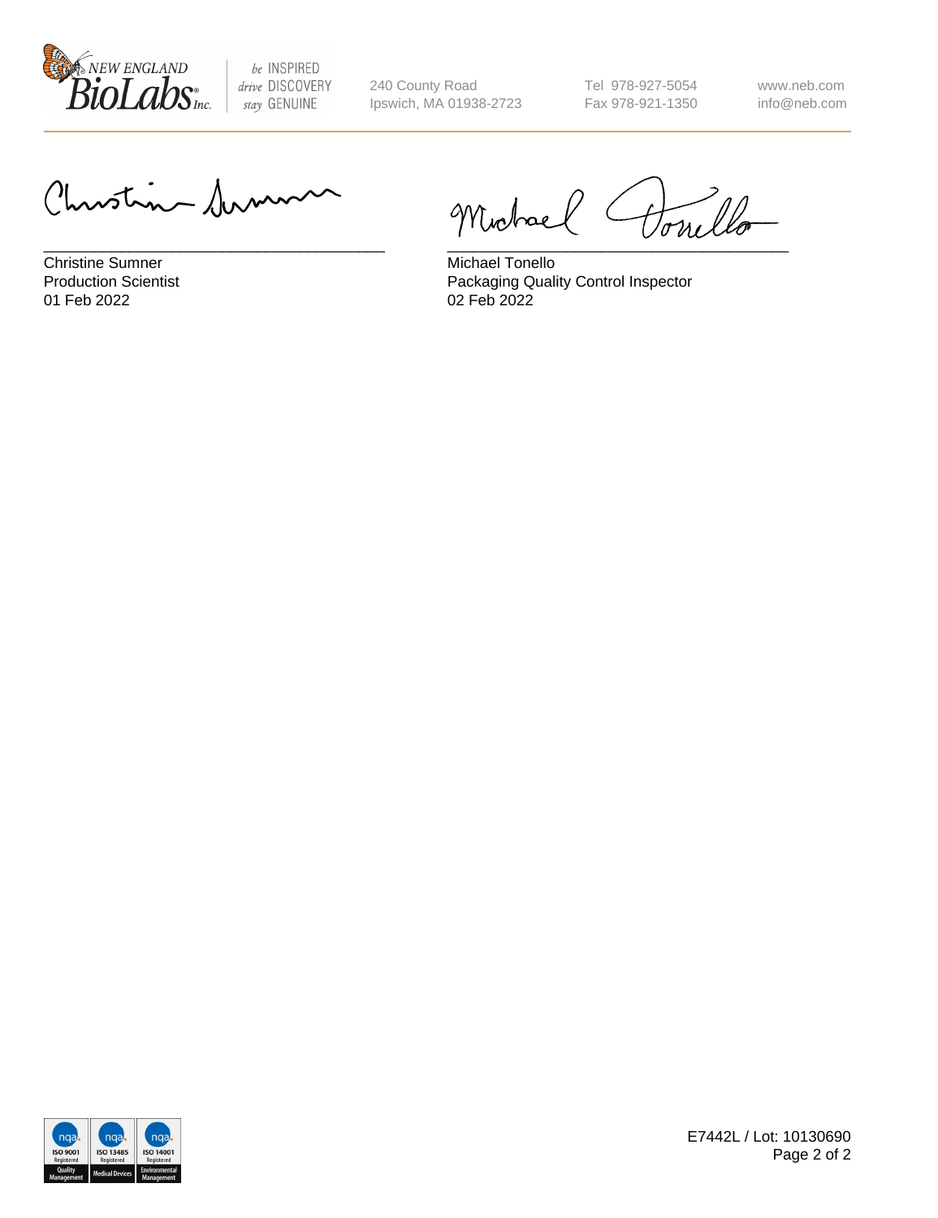Christine Sumner
Production Scientist
01 Feb 2022

Michael Tonello
Packaging Quality Control Inspector
02 Feb 2022

E7442L / Lot: 10130690